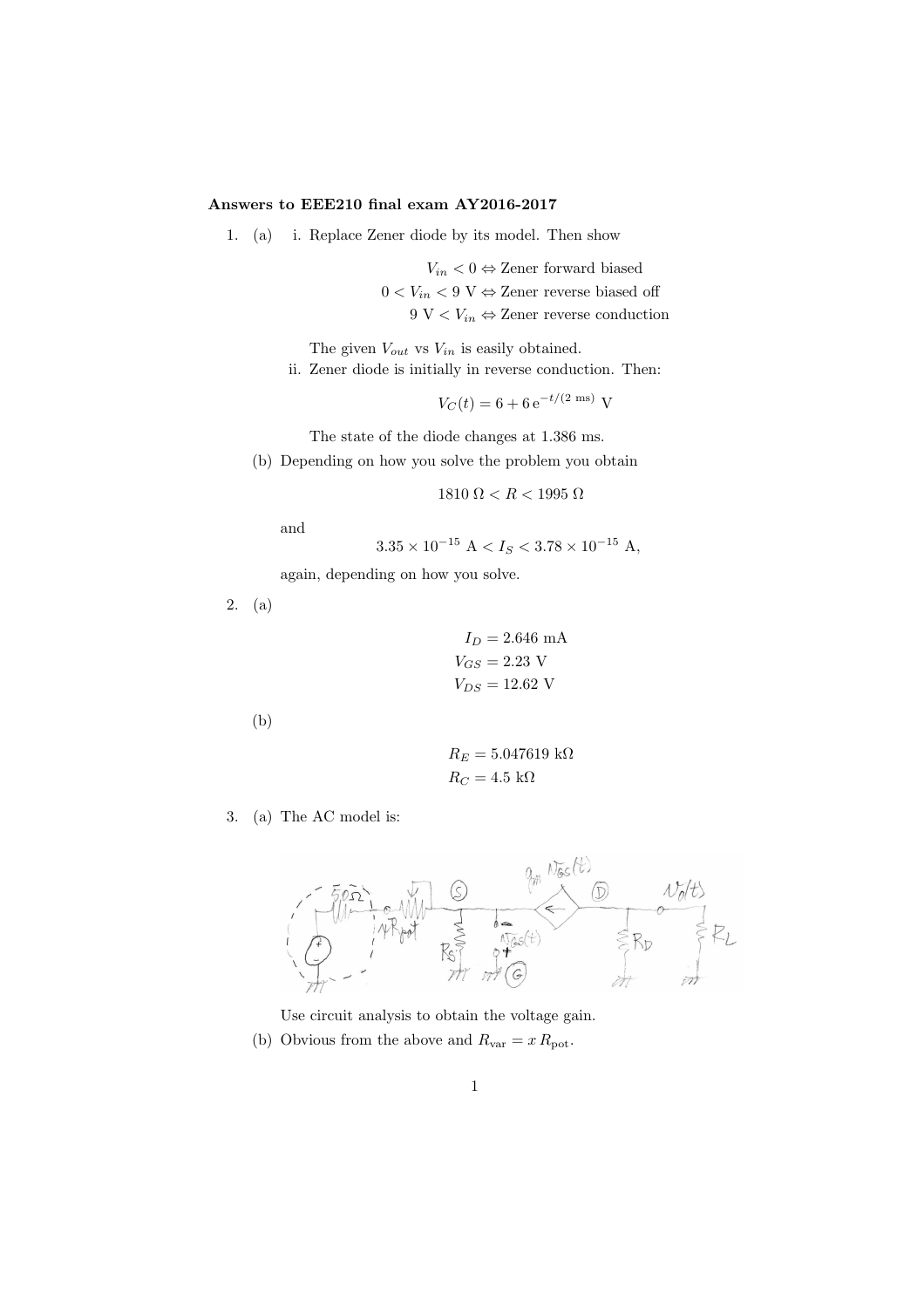**Answers to EEE210 final exam AY2016-2017**

1. (a) i. Replace Zener diode by its model. Then show

$$V_{in} < 0 \Leftrightarrow \text{Zener forward biased}$$
$$0 < V_{in} < 9 \text{ V} \Leftrightarrow \text{Zener reverse biased off}$$
$$9 \text{ V} < V_{in} \Leftrightarrow \text{Zener reverse conduction}$$

The given $V_{out}$ vs $V_{in}$ is easily obtained.

ii. Zener diode is initially in reverse conduction. Then:

$$V_C(t) = 6 + 6\,\mathrm{e}^{-t/(2\text{ ms})} \text{ V}$$

The state of the diode changes at 1.386 ms.

(b) Depending on how you solve the problem you obtain

$$1810\ \Omega < R < 1995\ \Omega$$

and

$$3.35 \times 10^{-15} \text{ A} < I_S < 3.78 \times 10^{-15} \text{ A},$$

again, depending on how you solve.

2. (a)

$$I_D = 2.646 \text{ mA}$$
$$V_{GS} = 2.23 \text{ V}$$
$$V_{DS} = 12.62 \text{ V}$$

(b)

$$R_E = 5.047619 \text{ k}\Omega$$
$$R_C = 4.5 \text{ k}\Omega$$

3. (a) The AC model is:

Use circuit analysis to obtain the voltage gain.

(b) Obvious from the above and $R_{\text{var}} = x\,R_{\text{pot}}$.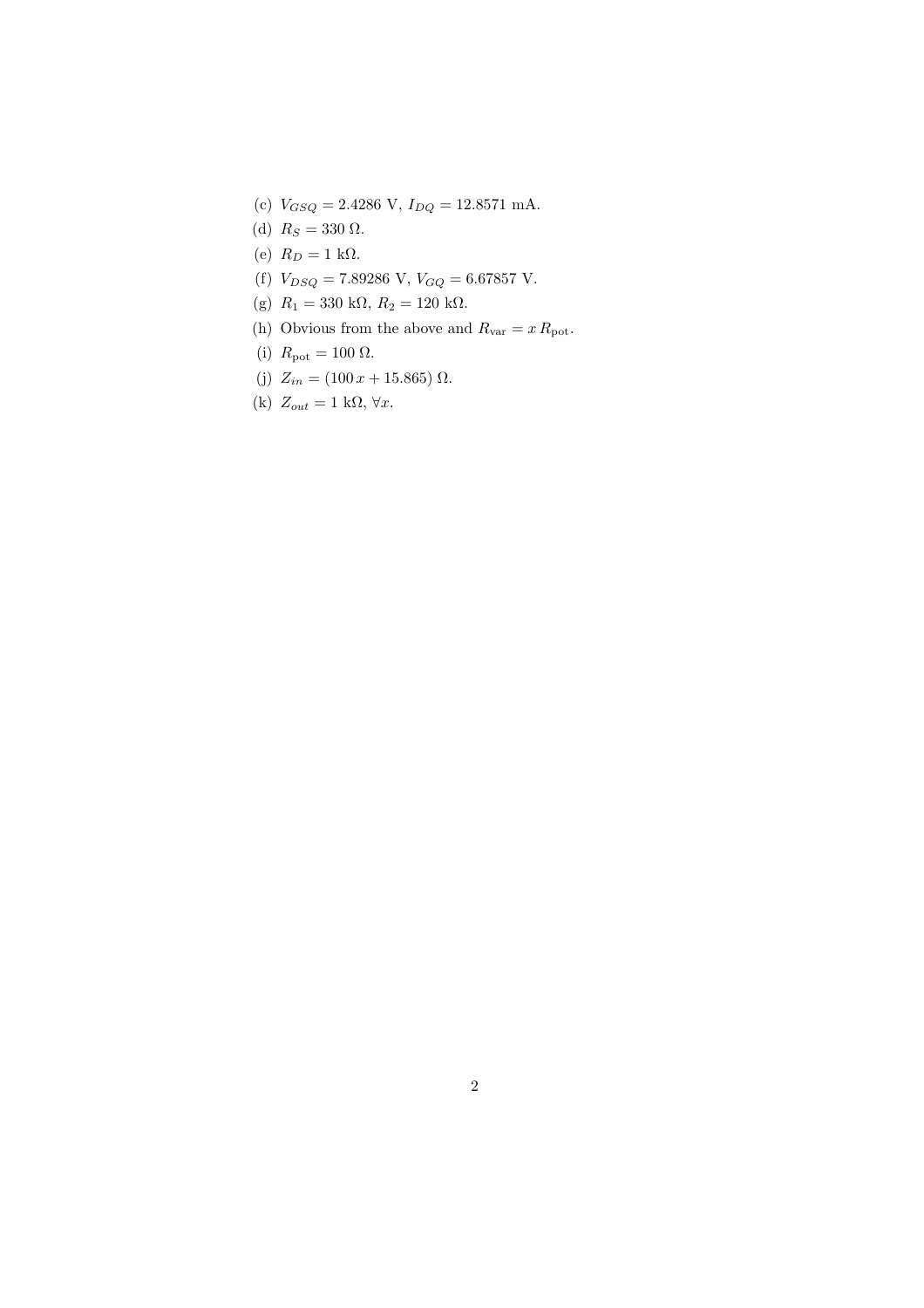(c) $V_{GSQ} = 2.4286$ V, $I_{DQ} = 12.8571$ mA.

(d) $R_S = 330\ \Omega$.

(e) $R_D = 1$ k$\Omega$.

(f) $V_{DSQ} = 7.89286$ V, $V_{GQ} = 6.67857$ V.

(g) $R_1 = 330$ k$\Omega$, $R_2 = 120$ k$\Omega$.

(h) Obvious from the above and $R_{\text{var}} = x\, R_{\text{pot}}$.

(i) $R_{\text{pot}} = 100\ \Omega$.

(j) $Z_{in} = (100\, x + 15.865)\ \Omega$.

(k) $Z_{out} = 1$ k$\Omega$, $\forall x$.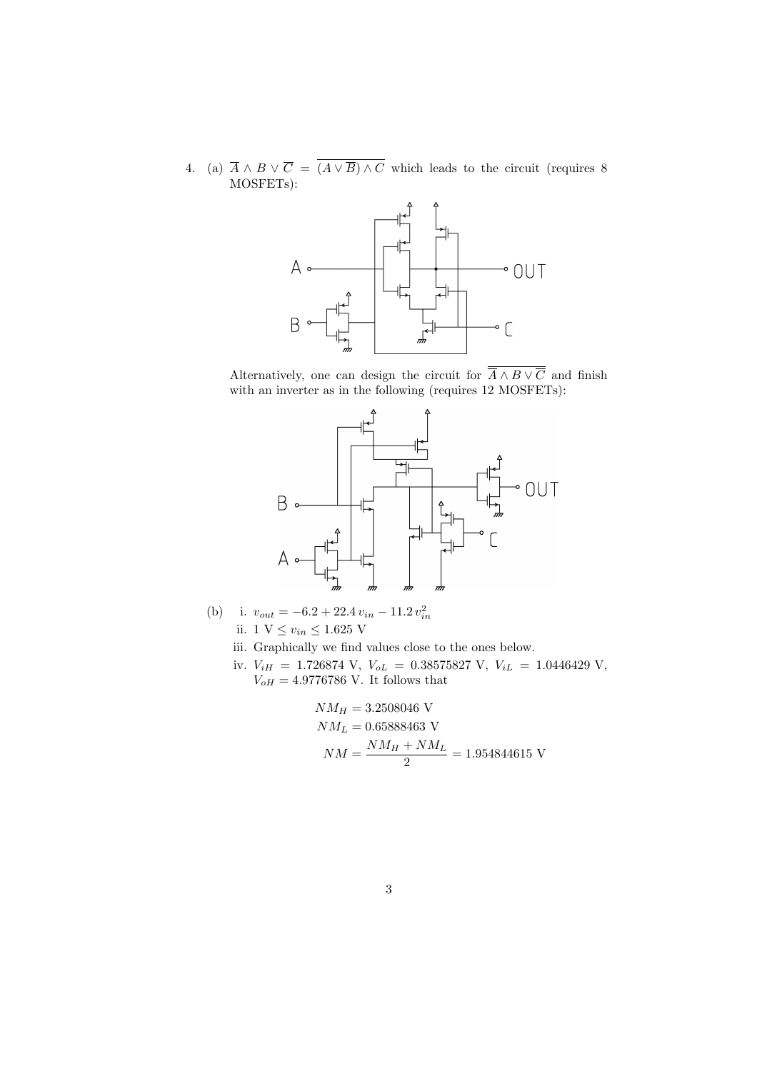4. (a) $\overline{A} \wedge B \vee \overline{C} = \overline{(A \vee \overline{B}) \wedge C}$ which leads to the circuit (requires 8 MOSFETs):

A
B
OUT
C

Alternatively, one can design the circuit for $\overline{\overline{A} \wedge B \vee \overline{C}}$ and finish with an inverter as in the following (requires 12 MOSFETs):

B
A
OUT
C

(b) i. $v_{out} = -6.2 + 22.4\, v_{in} - 11.2\, v_{in}^2$

ii. $1 \text{ V} \leq v_{in} \leq 1.625 \text{ V}$

iii. Graphically we find values close to the ones below.

iv. $V_{iH} = 1.726874$ V, $V_{oL} = 0.38575827$ V, $V_{iL} = 1.0446429$ V, $V_{oH} = 4.9776786$ V. It follows that

$$NM_H = 3.2508046 \text{ V}$$

$$NM_L = 0.65888463 \text{ V}$$

$$NM = \frac{NM_H + NM_L}{2} = 1.954844615 \text{ V}$$